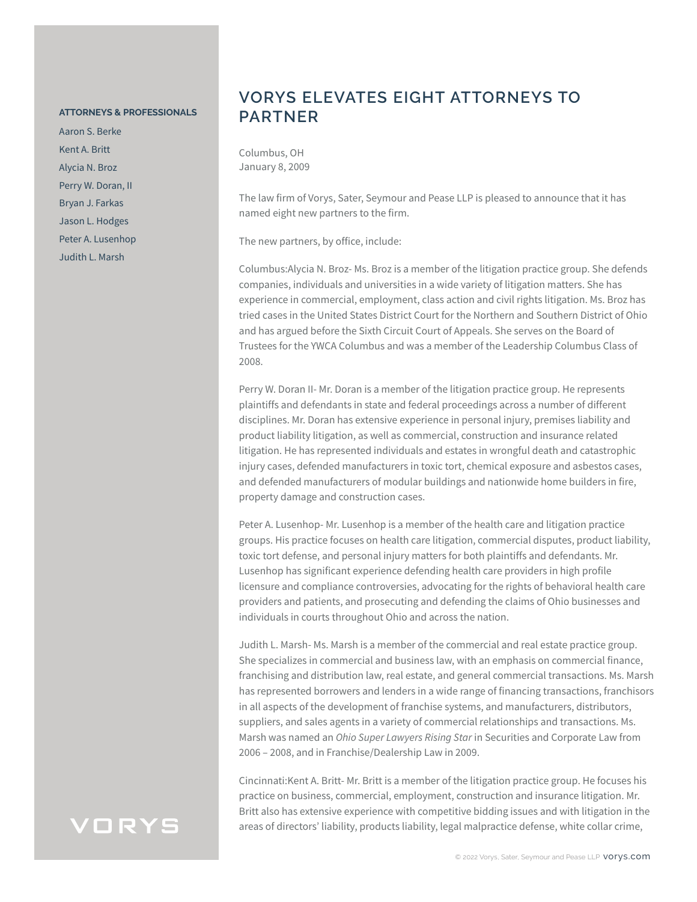**ATTORNEYS & PROFESSIONALS**

Aaron S. Berke

Kent A. Britt

Alycia N. Broz

Perry W. Doran, II

Bryan J. Farkas

Jason L. Hodges

Peter A. Lusenhop

Judith L. Marsh

# VORYS ELEVATES EIGHT ATTORNEYS TO PARTNER

Columbus, OH
January 8, 2009

The law firm of Vorys, Sater, Seymour and Pease LLP is pleased to announce that it has named eight new partners to the firm.

The new partners, by office, include:

Columbus:Alycia N. Broz- Ms. Broz is a member of the litigation practice group. She defends companies, individuals and universities in a wide variety of litigation matters. She has experience in commercial, employment, class action and civil rights litigation. Ms. Broz has tried cases in the United States District Court for the Northern and Southern District of Ohio and has argued before the Sixth Circuit Court of Appeals. She serves on the Board of Trustees for the YWCA Columbus and was a member of the Leadership Columbus Class of 2008.

Perry W. Doran II- Mr. Doran is a member of the litigation practice group. He represents plaintiffs and defendants in state and federal proceedings across a number of different disciplines. Mr. Doran has extensive experience in personal injury, premises liability and product liability litigation, as well as commercial, construction and insurance related litigation. He has represented individuals and estates in wrongful death and catastrophic injury cases, defended manufacturers in toxic tort, chemical exposure and asbestos cases, and defended manufacturers of modular buildings and nationwide home builders in fire, property damage and construction cases.

Peter A. Lusenhop- Mr. Lusenhop is a member of the health care and litigation practice groups. His practice focuses on health care litigation, commercial disputes, product liability, toxic tort defense, and personal injury matters for both plaintiffs and defendants. Mr. Lusenhop has significant experience defending health care providers in high profile licensure and compliance controversies, advocating for the rights of behavioral health care providers and patients, and prosecuting and defending the claims of Ohio businesses and individuals in courts throughout Ohio and across the nation.

Judith L. Marsh- Ms. Marsh is a member of the commercial and real estate practice group. She specializes in commercial and business law, with an emphasis on commercial finance, franchising and distribution law, real estate, and general commercial transactions. Ms. Marsh has represented borrowers and lenders in a wide range of financing transactions, franchisors in all aspects of the development of franchise systems, and manufacturers, distributors, suppliers, and sales agents in a variety of commercial relationships and transactions. Ms. Marsh was named an *Ohio Super Lawyers Rising Star* in Securities and Corporate Law from 2006 – 2008, and in Franchise/Dealership Law in 2009.

Cincinnati:Kent A. Britt- Mr. Britt is a member of the litigation practice group. He focuses his practice on business, commercial, employment, construction and insurance litigation. Mr. Britt also has extensive experience with competitive bidding issues and with litigation in the areas of directors' liability, products liability, legal malpractice defense, white collar crime,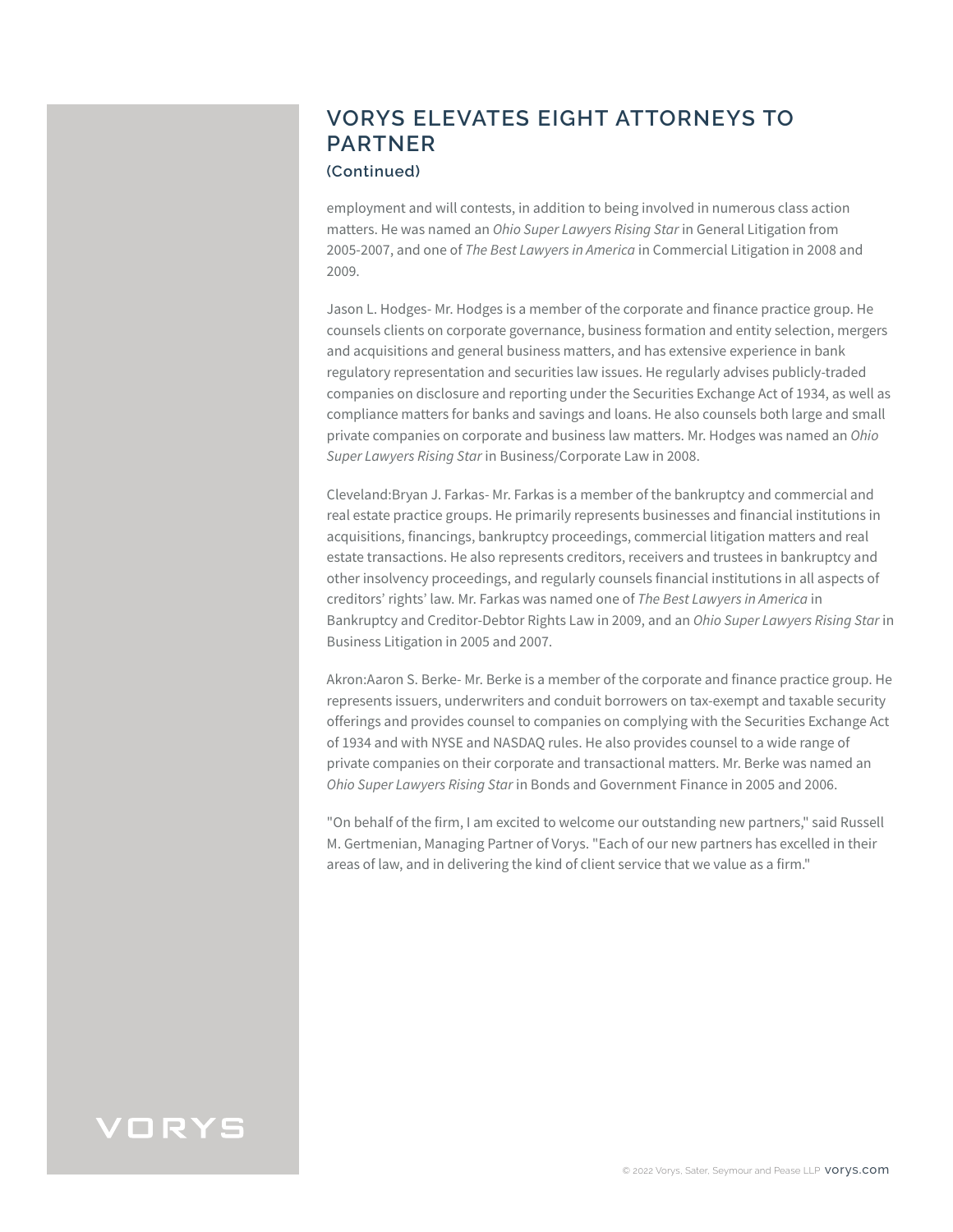# VORYS ELEVATES EIGHT ATTORNEYS TO PARTNER

**(Continued)**

employment and will contests, in addition to being involved in numerous class action matters. He was named an *Ohio Super Lawyers Rising Star* in General Litigation from 2005-2007, and one of *The Best Lawyers in America* in Commercial Litigation in 2008 and 2009.

Jason L. Hodges- Mr. Hodges is a member of the corporate and finance practice group. He counsels clients on corporate governance, business formation and entity selection, mergers and acquisitions and general business matters, and has extensive experience in bank regulatory representation and securities law issues. He regularly advises publicly-traded companies on disclosure and reporting under the Securities Exchange Act of 1934, as well as compliance matters for banks and savings and loans. He also counsels both large and small private companies on corporate and business law matters. Mr. Hodges was named an *Ohio Super Lawyers Rising Star* in Business/Corporate Law in 2008.

Cleveland:Bryan J. Farkas- Mr. Farkas is a member of the bankruptcy and commercial and real estate practice groups. He primarily represents businesses and financial institutions in acquisitions, financings, bankruptcy proceedings, commercial litigation matters and real estate transactions. He also represents creditors, receivers and trustees in bankruptcy and other insolvency proceedings, and regularly counsels financial institutions in all aspects of creditors' rights' law. Mr. Farkas was named one of *The Best Lawyers in America* in Bankruptcy and Creditor-Debtor Rights Law in 2009, and an *Ohio Super Lawyers Rising Star* in Business Litigation in 2005 and 2007.

Akron:Aaron S. Berke- Mr. Berke is a member of the corporate and finance practice group. He represents issuers, underwriters and conduit borrowers on tax-exempt and taxable security offerings and provides counsel to companies on complying with the Securities Exchange Act of 1934 and with NYSE and NASDAQ rules. He also provides counsel to a wide range of private companies on their corporate and transactional matters. Mr. Berke was named an *Ohio Super Lawyers Rising Star* in Bonds and Government Finance in 2005 and 2006.

"On behalf of the firm, I am excited to welcome our outstanding new partners," said Russell M. Gertmenian, Managing Partner of Vorys. "Each of our new partners has excelled in their areas of law, and in delivering the kind of client service that we value as a firm."